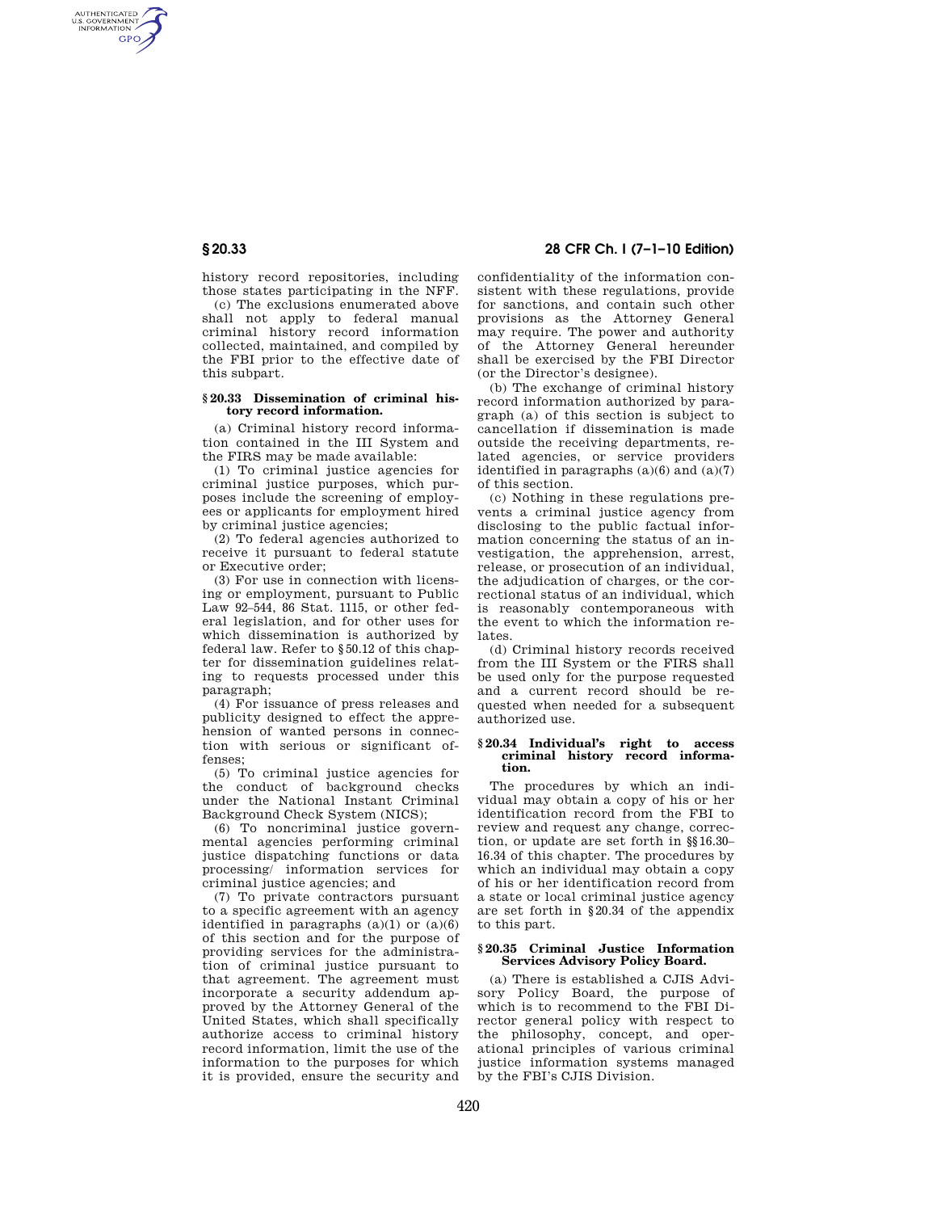history record repositories, including those states participating in the NFF.

(c) The exclusions enumerated above shall not apply to federal manual criminal history record information collected, maintained, and compiled by the FBI prior to the effective date of this subpart.

#### § 20.33 Dissemination of criminal history record information.

(a) Criminal history record information contained in the III System and the FIRS may be made available:

(1) To criminal justice agencies for criminal justice purposes, which purposes include the screening of employees or applicants for employment hired by criminal justice agencies;

(2) To federal agencies authorized to receive it pursuant to federal statute or Executive order;

(3) For use in connection with licensing or employment, pursuant to Public Law 92–544, 86 Stat. 1115, or other federal legislation, and for other uses for which dissemination is authorized by federal law. Refer to § 50.12 of this chapter for dissemination guidelines relating to requests processed under this paragraph;

(4) For issuance of press releases and publicity designed to effect the apprehension of wanted persons in connection with serious or significant offenses;

(5) To criminal justice agencies for the conduct of background checks under the National Instant Criminal Background Check System (NICS);

(6) To noncriminal justice governmental agencies performing criminal justice dispatching functions or data processing/ information services for criminal justice agencies; and

(7) To private contractors pursuant to a specific agreement with an agency identified in paragraphs (a)(1) or (a)(6) of this section and for the purpose of providing services for the administration of criminal justice pursuant to that agreement. The agreement must incorporate a security addendum approved by the Attorney General of the United States, which shall specifically authorize access to criminal history record information, limit the use of the information to the purposes for which it is provided, ensure the security and confidentiality of the information consistent with these regulations, provide for sanctions, and contain such other provisions as the Attorney General may require. The power and authority of the Attorney General hereunder shall be exercised by the FBI Director (or the Director's designee).

(b) The exchange of criminal history record information authorized by paragraph (a) of this section is subject to cancellation if dissemination is made outside the receiving departments, related agencies, or service providers identified in paragraphs (a)(6) and (a)(7) of this section.

(c) Nothing in these regulations prevents a criminal justice agency from disclosing to the public factual information concerning the status of an investigation, the apprehension, arrest, release, or prosecution of an individual, the adjudication of charges, or the correctional status of an individual, which is reasonably contemporaneous with the event to which the information relates.

(d) Criminal history records received from the III System or the FIRS shall be used only for the purpose requested and a current record should be requested when needed for a subsequent authorized use.

#### § 20.34 Individual's right to access criminal history record information.

The procedures by which an individual may obtain a copy of his or her identification record from the FBI to review and request any change, correction, or update are set forth in §§ 16.30–16.34 of this chapter. The procedures by which an individual may obtain a copy of his or her identification record from a state or local criminal justice agency are set forth in § 20.34 of the appendix to this part.

#### § 20.35 Criminal Justice Information Services Advisory Policy Board.

(a) There is established a CJIS Advisory Policy Board, the purpose of which is to recommend to the FBI Director general policy with respect to the philosophy, concept, and operational principles of various criminal justice information systems managed by the FBI's CJIS Division.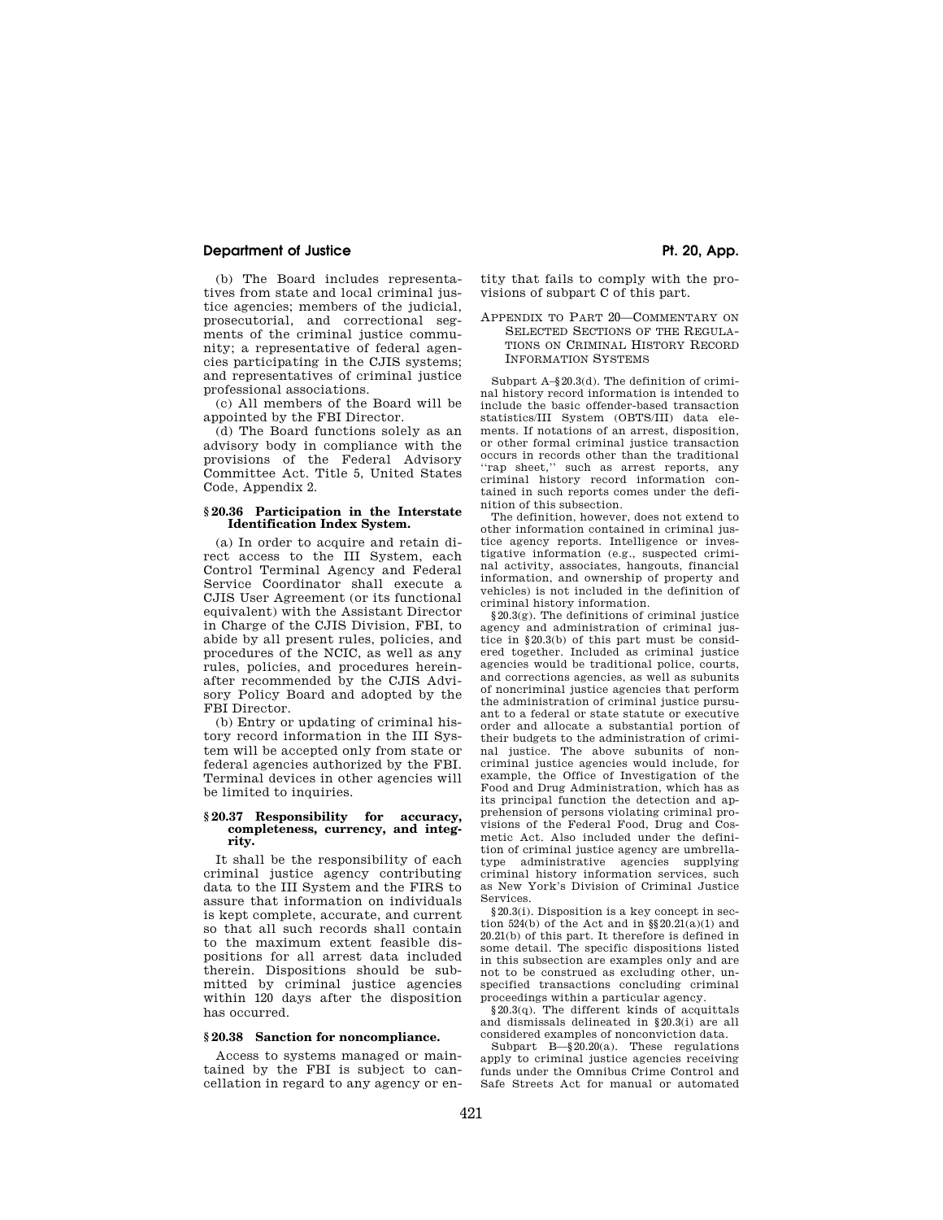(b) The Board includes representatives from state and local criminal justice agencies; members of the judicial, prosecutorial, and correctional segments of the criminal justice community; a representative of federal agencies participating in the CJIS systems; and representatives of criminal justice professional associations.

(c) All members of the Board will be appointed by the FBI Director.

(d) The Board functions solely as an advisory body in compliance with the provisions of the Federal Advisory Committee Act. Title 5, United States Code, Appendix 2.

### § 20.36 Participation in the Interstate Identification Index System.

(a) In order to acquire and retain direct access to the III System, each Control Terminal Agency and Federal Service Coordinator shall execute a CJIS User Agreement (or its functional equivalent) with the Assistant Director in Charge of the CJIS Division, FBI, to abide by all present rules, policies, and procedures of the NCIC, as well as any rules, policies, and procedures hereinafter recommended by the CJIS Advisory Policy Board and adopted by the FBI Director.

(b) Entry or updating of criminal history record information in the III System will be accepted only from state or federal agencies authorized by the FBI. Terminal devices in other agencies will be limited to inquiries.

### § 20.37 Responsibility for accuracy, completeness, currency, and integrity.

It shall be the responsibility of each criminal justice agency contributing data to the III System and the FIRS to assure that information on individuals is kept complete, accurate, and current so that all such records shall contain to the maximum extent feasible dispositions for all arrest data included therein. Dispositions should be submitted by criminal justice agencies within 120 days after the disposition has occurred.

### § 20.38 Sanction for noncompliance.

Access to systems managed or maintained by the FBI is subject to cancellation in regard to any agency or entity that fails to comply with the provisions of subpart C of this part.

## Appendix to Part 20—Commentary on Selected Sections of the Regulations on Criminal History Record Information Systems

Subpart A–§20.3(d). The definition of criminal history record information is intended to include the basic offender-based transaction statistics/III System (OBTS/III) data elements. If notations of an arrest, disposition, or other formal criminal justice transaction occurs in records other than the traditional "rap sheet," such as arrest reports, any criminal history record information contained in such reports comes under the definition of this subsection.

The definition, however, does not extend to other information contained in criminal justice agency reports. Intelligence or investigative information (e.g., suspected criminal activity, associates, hangouts, financial information, and ownership of property and vehicles) is not included in the definition of criminal history information.

§20.3(g). The definitions of criminal justice agency and administration of criminal justice in §20.3(b) of this part must be considered together. Included as criminal justice agencies would be traditional police, courts, and corrections agencies, as well as subunits of noncriminal justice agencies that perform the administration of criminal justice pursuant to a federal or state statute or executive order and allocate a substantial portion of their budgets to the administration of criminal justice. The above subunits of noncriminal justice agencies would include, for example, the Office of Investigation of the Food and Drug Administration, which has as its principal function the detection and apprehension of persons violating criminal provisions of the Federal Food, Drug and Cosmetic Act. Also included under the definition of criminal justice agency are umbrella-type administrative agencies supplying criminal history information services, such as New York's Division of Criminal Justice Services.

§20.3(i). Disposition is a key concept in section 524(b) of the Act and in §§20.21(a)(1) and 20.21(b) of this part. It therefore is defined in some detail. The specific dispositions listed in this subsection are examples only and are not to be construed as excluding other, unspecified transactions concluding criminal proceedings within a particular agency.

§20.3(q). The different kinds of acquittals and dismissals delineated in §20.3(i) are all considered examples of nonconviction data.

Subpart B—§20.20(a). These regulations apply to criminal justice agencies receiving funds under the Omnibus Crime Control and Safe Streets Act for manual or automated